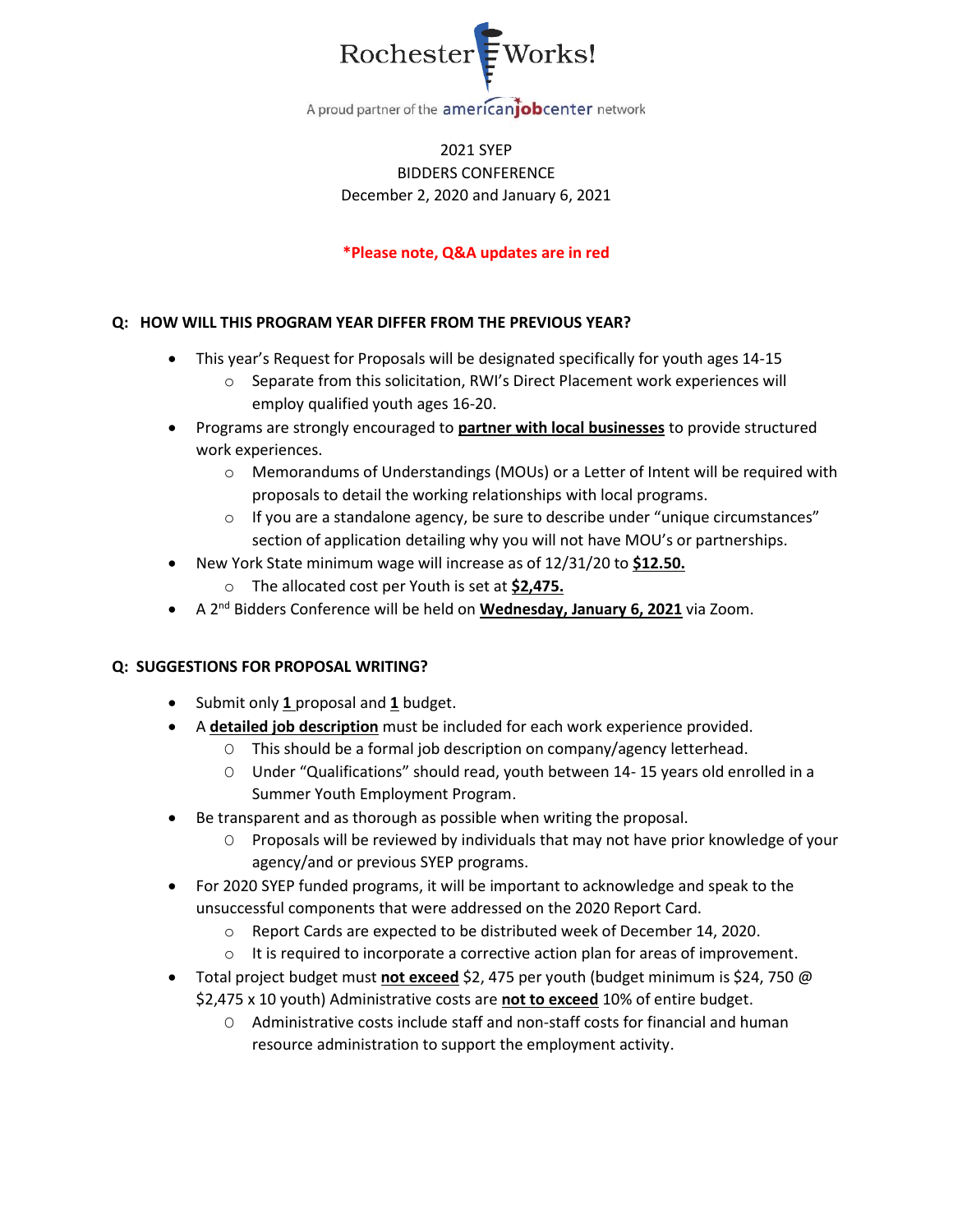Rochester Works!

A proud partner of the americanjobcenter network

2021 SYEP
BIDDERS CONFERENCE
December 2, 2020 and January 6, 2021

**\*Please note, Q&A updates are in red**

**Q: HOW WILL THIS PROGRAM YEAR DIFFER FROM THE PREVIOUS YEAR?**

- This year's Request for Proposals will be designated specifically for youth ages 14-15
  - Separate from this solicitation, RWI's Direct Placement work experiences will employ qualified youth ages 16-20.
- Programs are strongly encouraged to **partner with local businesses** to provide structured work experiences.
  - Memorandums of Understandings (MOUs) or a Letter of Intent will be required with proposals to detail the working relationships with local programs.
  - If you are a standalone agency, be sure to describe under "unique circumstances" section of application detailing why you will not have MOU's or partnerships.
- New York State minimum wage will increase as of 12/31/20 to **$12.50.**
  - The allocated cost per Youth is set at **$2,475.**
- A 2nd Bidders Conference will be held on **Wednesday, January 6, 2021** via Zoom.

**Q: SUGGESTIONS FOR PROPOSAL WRITING?**

- Submit only **1** proposal and **1** budget.
- A **detailed job description** must be included for each work experience provided.
  - This should be a formal job description on company/agency letterhead.
  - Under "Qualifications" should read, youth between 14- 15 years old enrolled in a Summer Youth Employment Program.
- Be transparent and as thorough as possible when writing the proposal.
  - Proposals will be reviewed by individuals that may not have prior knowledge of your agency/and or previous SYEP programs.
- For 2020 SYEP funded programs, it will be important to acknowledge and speak to the unsuccessful components that were addressed on the 2020 Report Card.
  - Report Cards are expected to be distributed week of December 14, 2020.
  - It is required to incorporate a corrective action plan for areas of improvement.
- Total project budget must **not exceed** $2, 475 per youth (budget minimum is $24, 750 @ $2,475 x 10 youth) Administrative costs are **not to exceed** 10% of entire budget.
  - Administrative costs include staff and non-staff costs for financial and human resource administration to support the employment activity.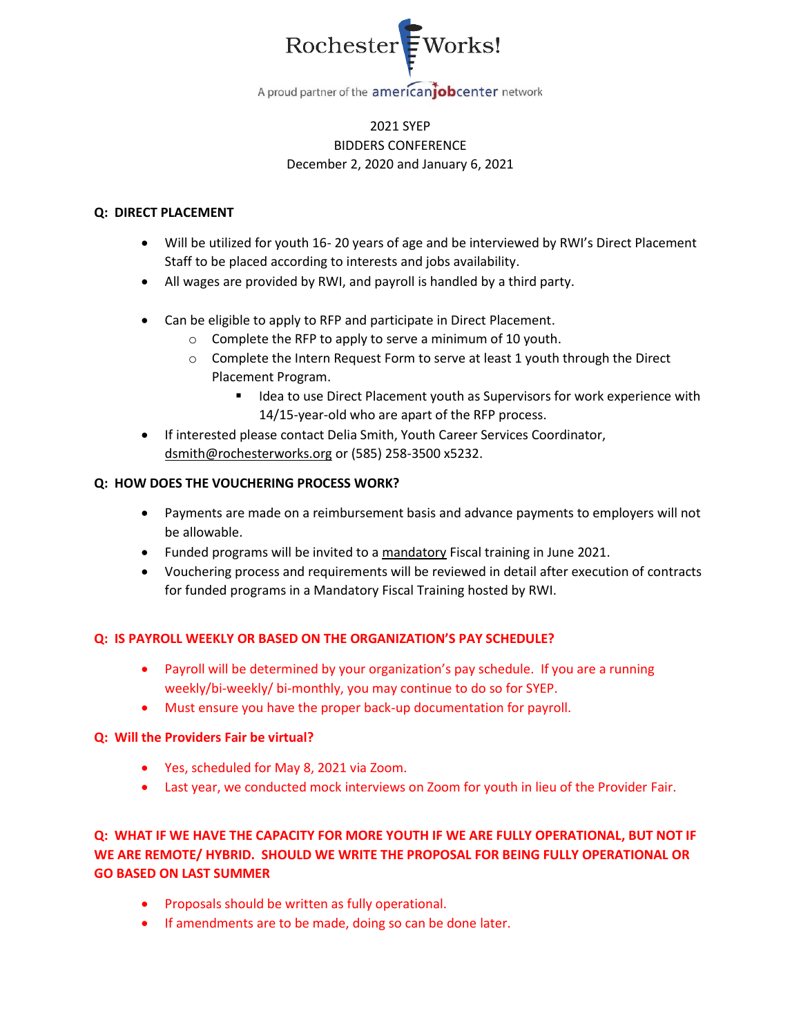Rochester Works!

A proud partner of the americanjobcenter network

2021 SYEP
BIDDERS CONFERENCE
December 2, 2020 and January 6, 2021

**Q: DIRECT PLACEMENT**

- Will be utilized for youth 16- 20 years of age and be interviewed by RWI's Direct Placement Staff to be placed according to interests and jobs availability.
- All wages are provided by RWI, and payroll is handled by a third party.
- Can be eligible to apply to RFP and participate in Direct Placement.
  - Complete the RFP to apply to serve a minimum of 10 youth.
  - Complete the Intern Request Form to serve at least 1 youth through the Direct Placement Program.
    - Idea to use Direct Placement youth as Supervisors for work experience with 14/15-year-old who are apart of the RFP process.
- If interested please contact Delia Smith, Youth Career Services Coordinator, dsmith@rochesterworks.org or (585) 258-3500 x5232.

**Q: HOW DOES THE VOUCHERING PROCESS WORK?**

- Payments are made on a reimbursement basis and advance payments to employers will not be allowable.
- Funded programs will be invited to a mandatory Fiscal training in June 2021.
- Vouchering process and requirements will be reviewed in detail after execution of contracts for funded programs in a Mandatory Fiscal Training hosted by RWI.

**Q: IS PAYROLL WEEKLY OR BASED ON THE ORGANIZATION'S PAY SCHEDULE?**

- Payroll will be determined by your organization's pay schedule. If you are a running weekly/bi-weekly/ bi-monthly, you may continue to do so for SYEP.
- Must ensure you have the proper back-up documentation for payroll.

**Q: Will the Providers Fair be virtual?**

- Yes, scheduled for May 8, 2021 via Zoom.
- Last year, we conducted mock interviews on Zoom for youth in lieu of the Provider Fair.

**Q: WHAT IF WE HAVE THE CAPACITY FOR MORE YOUTH IF WE ARE FULLY OPERATIONAL, BUT NOT IF WE ARE REMOTE/ HYBRID. SHOULD WE WRITE THE PROPOSAL FOR BEING FULLY OPERATIONAL OR GO BASED ON LAST SUMMER**

- Proposals should be written as fully operational.
- If amendments are to be made, doing so can be done later.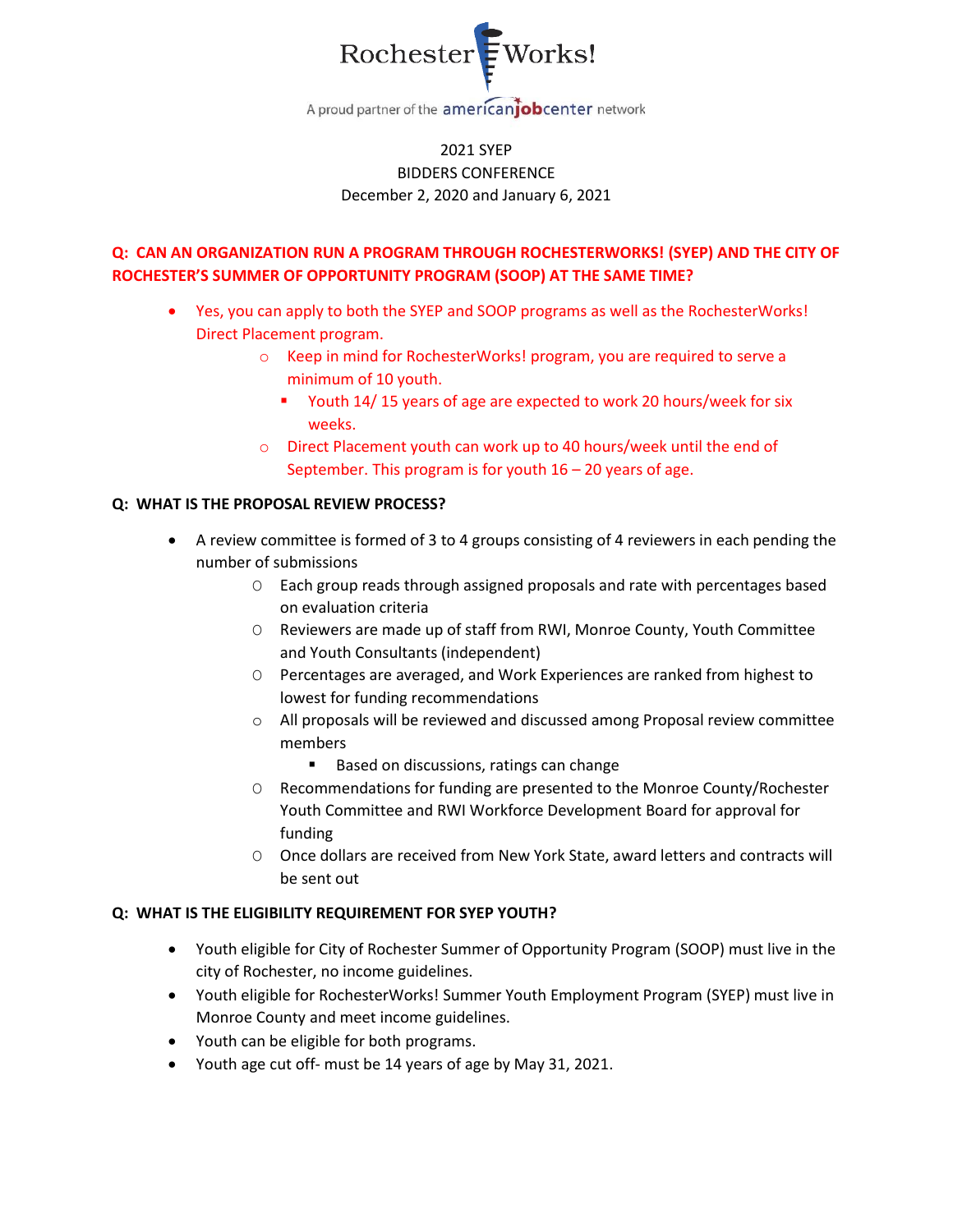Rochester Works!

A proud partner of the americanjobcenter network

2021 SYEP
BIDDERS CONFERENCE
December 2, 2020 and January 6, 2021

**Q: CAN AN ORGANIZATION RUN A PROGRAM THROUGH ROCHESTERWORKS! (SYEP) AND THE CITY OF ROCHESTER'S SUMMER OF OPPORTUNITY PROGRAM (SOOP) AT THE SAME TIME?**

- Yes, you can apply to both the SYEP and SOOP programs as well as the RochesterWorks! Direct Placement program.
  - Keep in mind for RochesterWorks! program, you are required to serve a minimum of 10 youth.
    - Youth 14/ 15 years of age are expected to work 20 hours/week for six weeks.
  - Direct Placement youth can work up to 40 hours/week until the end of September. This program is for youth 16 – 20 years of age.

**Q: WHAT IS THE PROPOSAL REVIEW PROCESS?**

- A review committee is formed of 3 to 4 groups consisting of 4 reviewers in each pending the number of submissions
  - Each group reads through assigned proposals and rate with percentages based on evaluation criteria
  - Reviewers are made up of staff from RWI, Monroe County, Youth Committee and Youth Consultants (independent)
  - Percentages are averaged, and Work Experiences are ranked from highest to lowest for funding recommendations
  - All proposals will be reviewed and discussed among Proposal review committee members
    - Based on discussions, ratings can change
  - Recommendations for funding are presented to the Monroe County/Rochester Youth Committee and RWI Workforce Development Board for approval for funding
  - Once dollars are received from New York State, award letters and contracts will be sent out

**Q: WHAT IS THE ELIGIBILITY REQUIREMENT FOR SYEP YOUTH?**

- Youth eligible for City of Rochester Summer of Opportunity Program (SOOP) must live in the city of Rochester, no income guidelines.
- Youth eligible for RochesterWorks! Summer Youth Employment Program (SYEP) must live in Monroe County and meet income guidelines.
- Youth can be eligible for both programs.
- Youth age cut off- must be 14 years of age by May 31, 2021.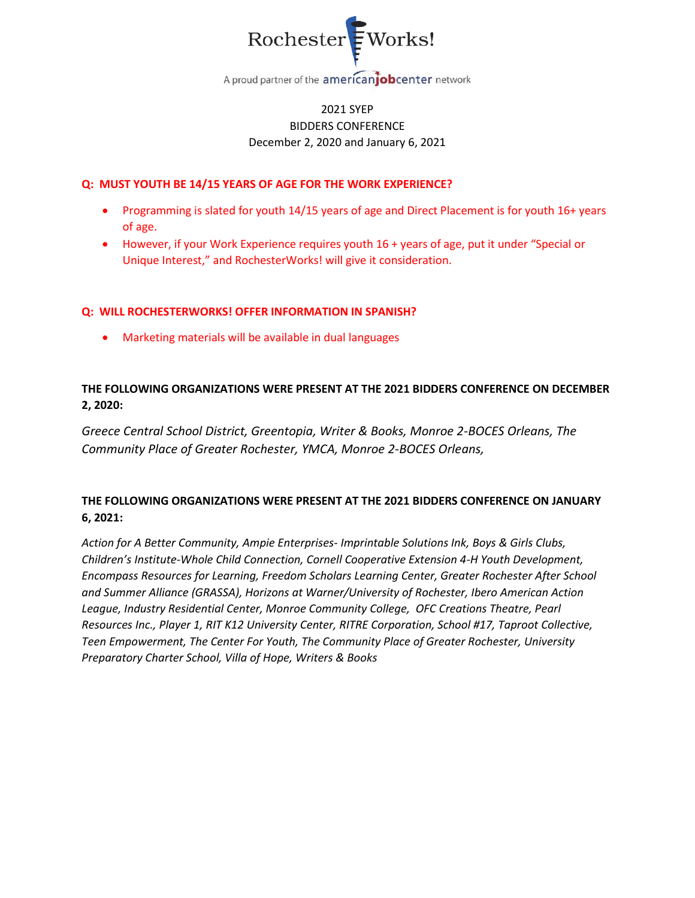Rochester Works!

A proud partner of the americanjobcenter network

2021 SYEP
BIDDERS CONFERENCE
December 2, 2020 and January 6, 2021

**Q: MUST YOUTH BE 14/15 YEARS OF AGE FOR THE WORK EXPERIENCE?**

- Programming is slated for youth 14/15 years of age and Direct Placement is for youth 16+ years of age.
- However, if your Work Experience requires youth 16 + years of age, put it under "Special or Unique Interest," and RochesterWorks! will give it consideration.

**Q: WILL ROCHESTERWORKS! OFFER INFORMATION IN SPANISH?**

- Marketing materials will be available in dual languages

**THE FOLLOWING ORGANIZATIONS WERE PRESENT AT THE 2021 BIDDERS CONFERENCE ON DECEMBER 2, 2020:**

*Greece Central School District, Greentopia, Writer & Books, Monroe 2-BOCES Orleans, The Community Place of Greater Rochester, YMCA, Monroe 2-BOCES Orleans,*

**THE FOLLOWING ORGANIZATIONS WERE PRESENT AT THE 2021 BIDDERS CONFERENCE ON JANUARY 6, 2021:**

*Action for A Better Community, Ampie Enterprises- Imprintable Solutions Ink, Boys & Girls Clubs, Children's Institute-Whole Child Connection, Cornell Cooperative Extension 4-H Youth Development, Encompass Resources for Learning, Freedom Scholars Learning Center, Greater Rochester After School and Summer Alliance (GRASSA), Horizons at Warner/University of Rochester, Ibero American Action League, Industry Residential Center, Monroe Community College, OFC Creations Theatre, Pearl Resources Inc., Player 1, RIT K12 University Center, RITRE Corporation, School #17, Taproot Collective, Teen Empowerment, The Center For Youth, The Community Place of Greater Rochester, University Preparatory Charter School, Villa of Hope, Writers & Books*